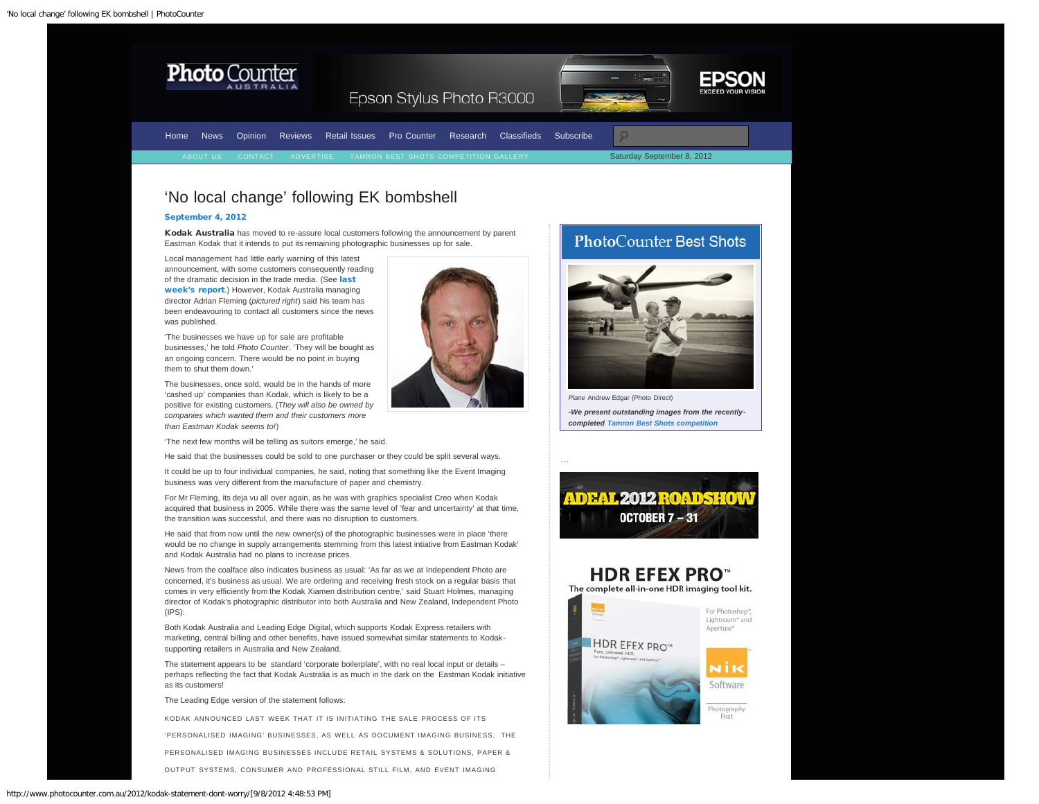# 'No local change' following EK bombshell

**September 4, 2012**

**Kodak Australia** has moved to re-assure local customers following the announcement by parent Eastman Kodak that it intends to put its remaining photographic businesses up for sale.

Local management had little early warning of this latest announcement, with some customers consequently reading of the dramatic decision in the trade media. (See **last week's report**.) However, Kodak Australia managing director Adrian Fleming (*pictured right*) said his team has been endeavouring to contact all customers since the news was published.

'The businesses we have up for sale are profitable businesses,' he told *Photo Counter*. 'They will be bought as an ongoing concern. There would be no point in buying them to shut them down.'

The businesses, once sold, would be in the hands of more 'cashed up' companies than Kodak, which is likely to be a positive for existing customers. (*They will also be owned by companies which wanted them and their customers more than Eastman Kodak seems to!*)

'The next few months will be telling as suitors emerge,' he said.

He said that the businesses could be sold to one purchaser or they could be split several ways.

It could be up to four individual companies, he said, noting that something like the Event Imaging business was very different from the manufacture of paper and chemistry.

For Mr Fleming, its deja vu all over again, as he was with graphics specialist Creo when Kodak acquired that business in 2005. While there was the same level of 'fear and uncertainty' at that time, the transition was successful, and there was no disruption to customers.

He said that from now until the new owner(s) of the photographic businesses were in place 'there would be no change in supply arrangements stemming from this latest intiative from Eastman Kodak' and Kodak Australia had no plans to increase prices.

News from the coalface also indicates business as usual: 'As far as we at Independent Photo are concerned, it's business as usual. We are ordering and receiving fresh stock on a regular basis that comes in very efficiently from the Kodak Xiamen distribution centre,' said Stuart Holmes, managing director of Kodak's photographic distributor into both Australia and New Zealand, Independent Photo (IPS):

Both Kodak Australia and Leading Edge Digital, which supports Kodak Express retailers with marketing, central billing and other benefits, have issued somewhat similar statements to Kodak-supporting retailers in Australia and New Zealand.

The statement appears to be standard 'corporate boilerplate', with no real local input or details – perhaps reflecting the fact that Kodak Australia is as much in the dark on the Eastman Kodak initiative as its customers!

The Leading Edge version of the statement follows:

KODAK ANNOUNCED LAST WEEK THAT IT IS INITIATING THE SALE PROCESS OF ITS 'PERSONALISED IMAGING' BUSINESSES, AS WELL AS DOCUMENT IMAGING BUSINESS. THE PERSONALISED IMAGING BUSINESSES INCLUDE RETAIL SYSTEMS & SOLUTIONS, PAPER & OUTPUT SYSTEMS, CONSUMER AND PROFESSIONAL STILL FILM, AND EVENT IMAGING

## PhotoCounter Best Shots

*Plane* Andrew Edgar (Photo Direct)

***-We present outstanding images from the recently-completed Tamron Best Shots competition***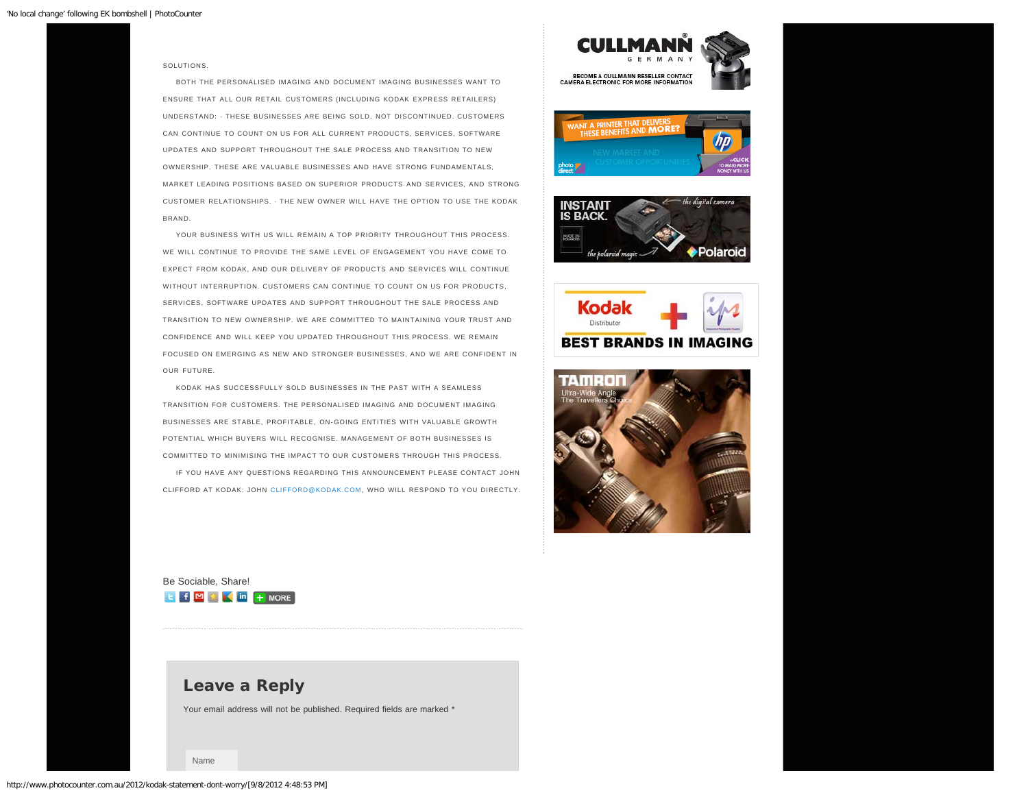SOLUTIONS.

BOTH THE PERSONALISED IMAGING AND DOCUMENT IMAGING BUSINESSES WANT TO ENSURE THAT ALL OUR RETAIL CUSTOMERS (INCLUDING KODAK EXPRESS RETAILERS) UNDERSTAND: · THESE BUSINESSES ARE BEING SOLD, NOT DISCONTINUED. CUSTOMERS CAN CONTINUE TO COUNT ON US FOR ALL CURRENT PRODUCTS, SERVICES, SOFTWARE UPDATES AND SUPPORT THROUGHOUT THE SALE PROCESS AND TRANSITION TO NEW OWNERSHIP. THESE ARE VALUABLE BUSINESSES AND HAVE STRONG FUNDAMENTALS, MARKET LEADING POSITIONS BASED ON SUPERIOR PRODUCTS AND SERVICES, AND STRONG CUSTOMER RELATIONSHIPS. · THE NEW OWNER WILL HAVE THE OPTION TO USE THE KODAK BRAND.

YOUR BUSINESS WITH US WILL REMAIN A TOP PRIORITY THROUGHOUT THIS PROCESS. WE WILL CONTINUE TO PROVIDE THE SAME LEVEL OF ENGAGEMENT YOU HAVE COME TO EXPECT FROM KODAK, AND OUR DELIVERY OF PRODUCTS AND SERVICES WILL CONTINUE WITHOUT INTERRUPTION. CUSTOMERS CAN CONTINUE TO COUNT ON US FOR PRODUCTS, SERVICES, SOFTWARE UPDATES AND SUPPORT THROUGHOUT THE SALE PROCESS AND TRANSITION TO NEW OWNERSHIP. WE ARE COMMITTED TO MAINTAINING YOUR TRUST AND CONFIDENCE AND WILL KEEP YOU UPDATED THROUGHOUT THIS PROCESS. WE REMAIN FOCUSED ON EMERGING AS NEW AND STRONGER BUSINESSES, AND WE ARE CONFIDENT IN OUR FUTURE.

KODAK HAS SUCCESSFULLY SOLD BUSINESSES IN THE PAST WITH A SEAMLESS TRANSITION FOR CUSTOMERS. THE PERSONALISED IMAGING AND DOCUMENT IMAGING BUSINESSES ARE STABLE, PROFITABLE, ON-GOING ENTITIES WITH VALUABLE GROWTH POTENTIAL WHICH BUYERS WILL RECOGNISE. MANAGEMENT OF BOTH BUSINESSES IS COMMITTED TO MINIMISING THE IMPACT TO OUR CUSTOMERS THROUGH THIS PROCESS.

IF YOU HAVE ANY QUESTIONS REGARDING THIS ANNOUNCEMENT PLEASE CONTACT JOHN CLIFFORD AT KODAK: JOHN CLIFFORD@KODAK.COM, WHO WILL RESPOND TO YOU DIRECTLY.

Be Sociable, Share!

MORE

## Leave a Reply

Your email address will not be published. Required fields are marked *

Name